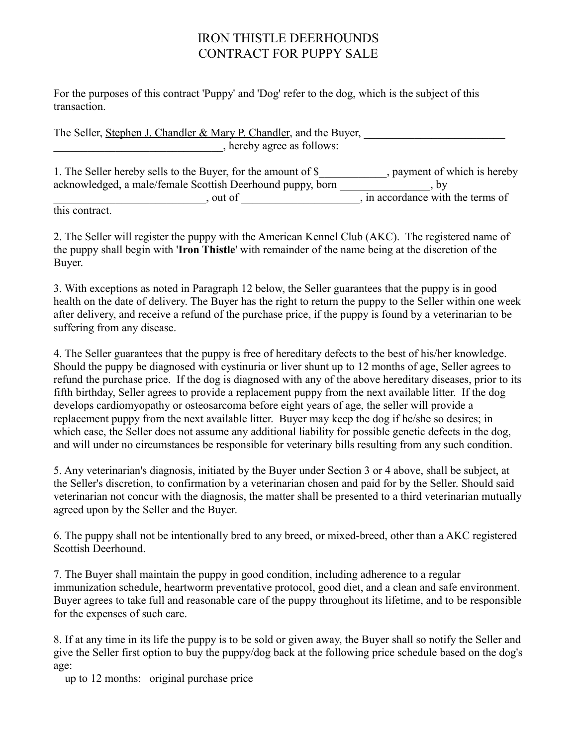# IRON THISTLE DEERHOUNDS
# CONTRACT FOR PUPPY SALE

For the purposes of this contract 'Puppy' and 'Dog' refer to the dog, which is the subject of this transaction.

The Seller, Stephen J. Chandler & Mary P. Chandler, and the Buyer, _________________________ ______________________________, hereby agree as follows:

1. The Seller hereby sells to the Buyer, for the amount of $____________, payment of which is hereby acknowledged, a male/female Scottish Deerhound puppy, born ________________, by ___________________________, out of ____________________, in accordance with the terms of this contract.

2. The Seller will register the puppy with the American Kennel Club (AKC). The registered name of the puppy shall begin with '**Iron Thistle**' with remainder of the name being at the discretion of the Buyer.

3. With exceptions as noted in Paragraph 12 below, the Seller guarantees that the puppy is in good health on the date of delivery. The Buyer has the right to return the puppy to the Seller within one week after delivery, and receive a refund of the purchase price, if the puppy is found by a veterinarian to be suffering from any disease.

4. The Seller guarantees that the puppy is free of hereditary defects to the best of his/her knowledge. Should the puppy be diagnosed with cystinuria or liver shunt up to 12 months of age, Seller agrees to refund the purchase price. If the dog is diagnosed with any of the above hereditary diseases, prior to its fifth birthday, Seller agrees to provide a replacement puppy from the next available litter. If the dog develops cardiomyopathy or osteosarcoma before eight years of age, the seller will provide a replacement puppy from the next available litter. Buyer may keep the dog if he/she so desires; in which case, the Seller does not assume any additional liability for possible genetic defects in the dog, and will under no circumstances be responsible for veterinary bills resulting from any such condition.

5. Any veterinarian's diagnosis, initiated by the Buyer under Section 3 or 4 above, shall be subject, at the Seller's discretion, to confirmation by a veterinarian chosen and paid for by the Seller. Should said veterinarian not concur with the diagnosis, the matter shall be presented to a third veterinarian mutually agreed upon by the Seller and the Buyer.

6. The puppy shall not be intentionally bred to any breed, or mixed-breed, other than a AKC registered Scottish Deerhound.

7. The Buyer shall maintain the puppy in good condition, including adherence to a regular immunization schedule, heartworm preventative protocol, good diet, and a clean and safe environment. Buyer agrees to take full and reasonable care of the puppy throughout its lifetime, and to be responsible for the expenses of such care.

8. If at any time in its life the puppy is to be sold or given away, the Buyer shall so notify the Seller and give the Seller first option to buy the puppy/dog back at the following price schedule based on the dog's age:

up to 12 months: original purchase price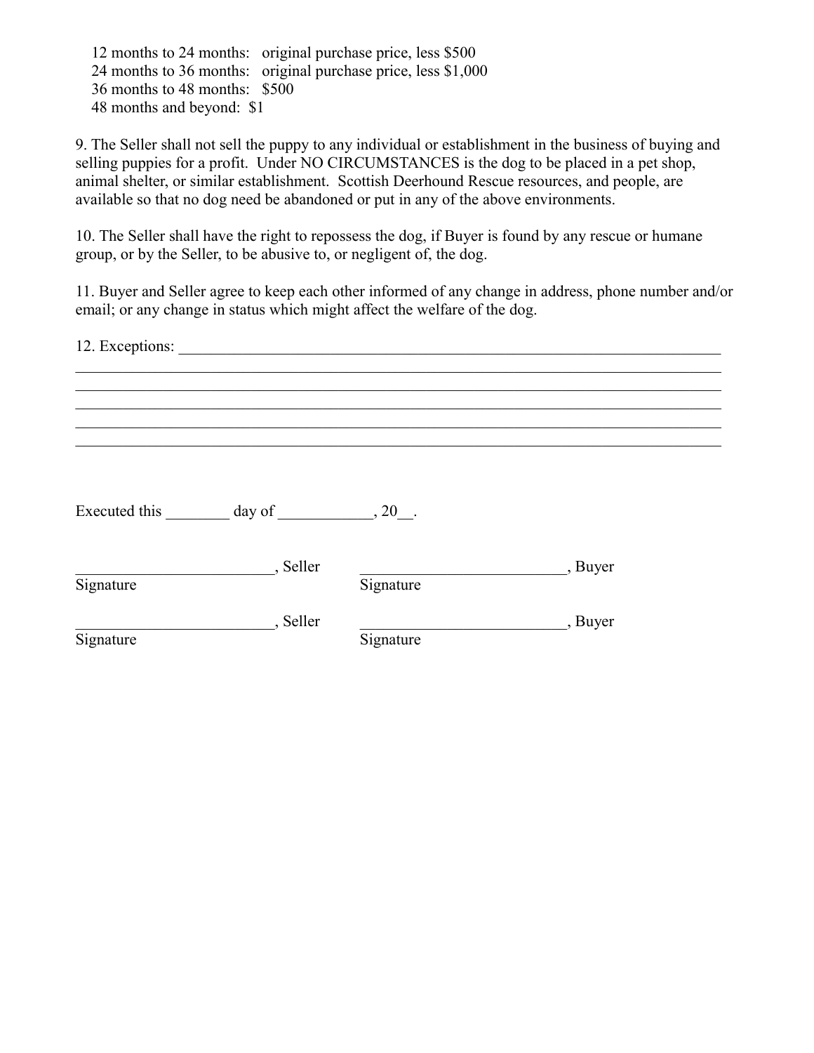12 months to 24 months: original purchase price, less $500
24 months to 36 months: original purchase price, less $1,000
36 months to 48 months: $500
48 months and beyond: $1

9. The Seller shall not sell the puppy to any individual or establishment in the business of buying and selling puppies for a profit. Under NO CIRCUMSTANCES is the dog to be placed in a pet shop, animal shelter, or similar establishment. Scottish Deerhound Rescue resources, and people, are available so that no dog need be abandoned or put in any of the above environments.

10. The Seller shall have the right to repossess the dog, if Buyer is found by any rescue or humane group, or by the Seller, to be abusive to, or negligent of, the dog.

11. Buyer and Seller agree to keep each other informed of any change in address, phone number and/or email; or any change in status which might affect the welfare of the dog.

12. Exceptions: ___________________________________________________________________________
______________________________________________________________________________________
______________________________________________________________________________________
______________________________________________________________________________________
______________________________________________________________________________________
______________________________________________________________________________________

Executed this ________ day of ____________, 20__.

_________________________, Seller
Signature

_________________________, Buyer
Signature

_________________________, Seller
Signature

_________________________, Buyer
Signature